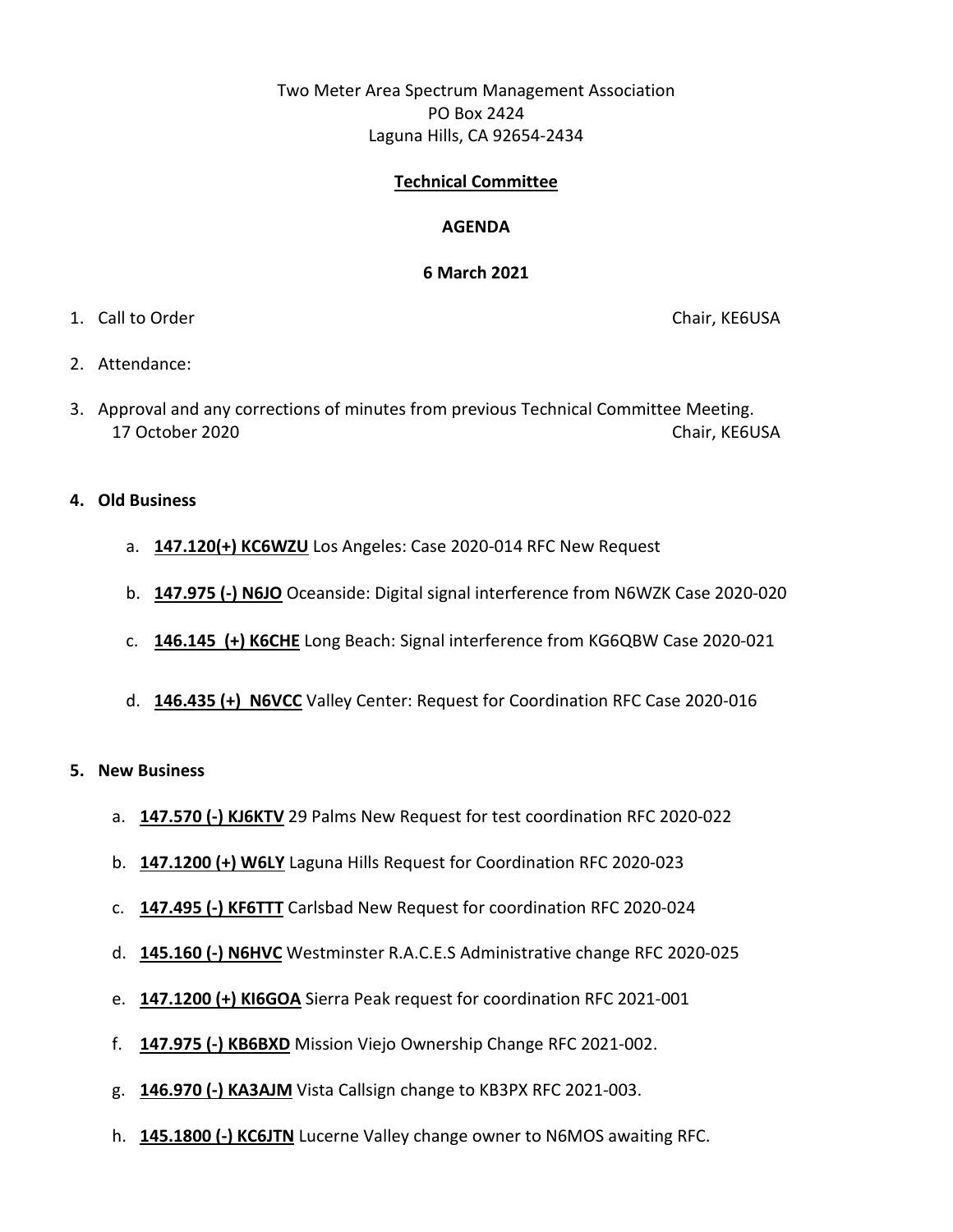Two Meter Area Spectrum Management Association
PO Box 2424
Laguna Hills, CA 92654-2434

**Technical Committee**

**AGENDA**

**6 March 2021**

1. Call to Order — Chair, KE6USA

2. Attendance:

3. Approval and any corrections of minutes from previous Technical Committee Meeting.
   17 October 2020 — Chair, KE6USA

4. **Old Business**

   a. **147.120(+) KC6WZU** Los Angeles: Case 2020-014 RFC New Request

   b. **147.975 (-) N6JO** Oceanside: Digital signal interference from N6WZK Case 2020-020

   c. **146.145 (+) K6CHE** Long Beach: Signal interference from KG6QBW Case 2020-021

   d. **146.435 (+) N6VCC** Valley Center: Request for Coordination RFC Case 2020-016

5. **New Business**

   a. **147.570 (-) KJ6KTV** 29 Palms New Request for test coordination RFC 2020-022

   b. **147.1200 (+) W6LY** Laguna Hills Request for Coordination RFC 2020-023

   c. **147.495 (-) KF6TTT** Carlsbad New Request for coordination RFC 2020-024

   d. **145.160 (-) N6HVC** Westminster R.A.C.E.S Administrative change RFC 2020-025

   e. **147.1200 (+) KI6GOA** Sierra Peak request for coordination RFC 2021-001

   f. **147.975 (-) KB6BXD** Mission Viejo Ownership Change RFC 2021-002.

   g. **146.970 (-) KA3AJM** Vista Callsign change to KB3PX RFC 2021-003.

   h. **145.1800 (-) KC6JTN** Lucerne Valley change owner to N6MOS awaiting RFC.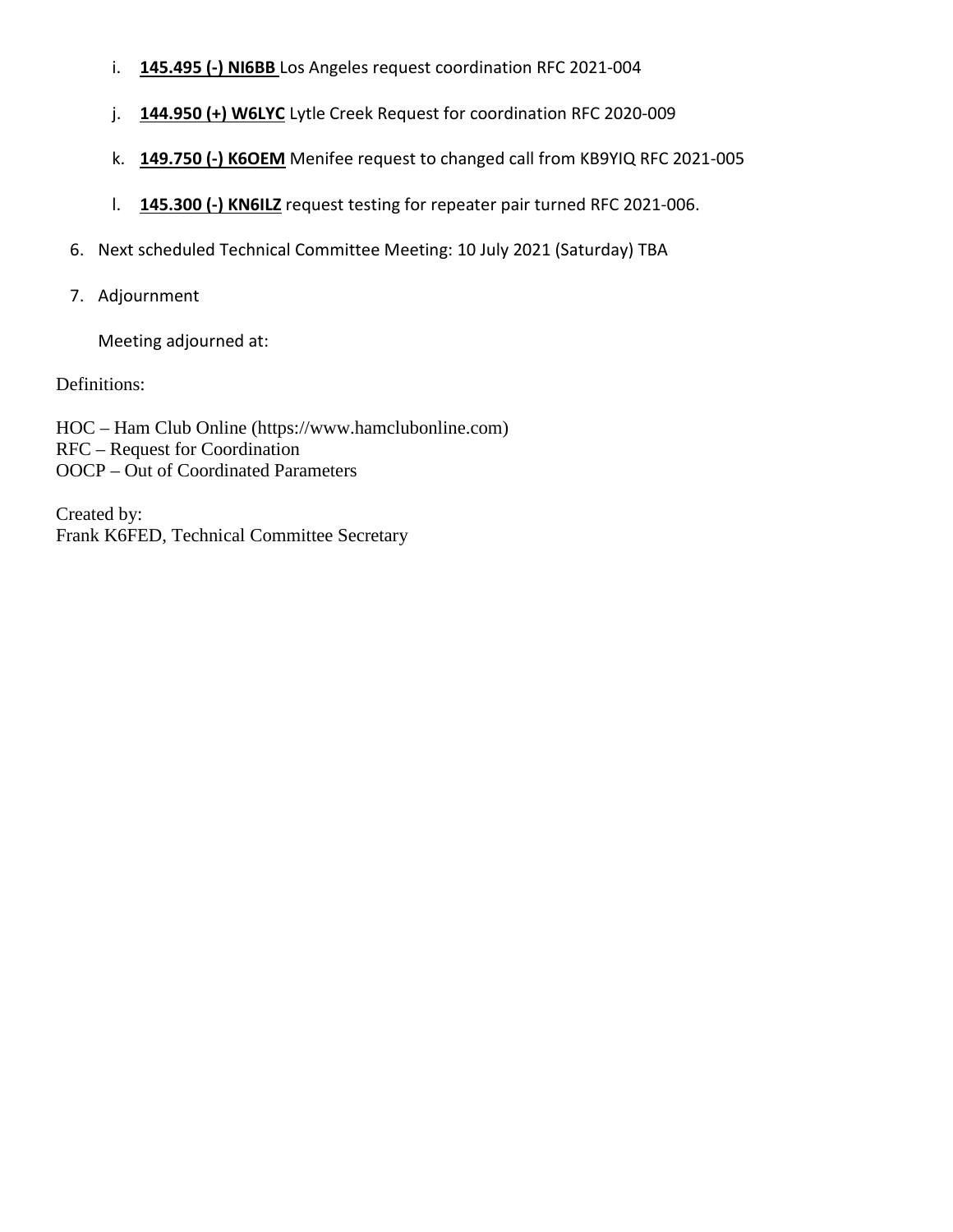i. **145.495 (-) NI6BB** Los Angeles request coordination RFC 2021-004

   j. **144.950 (+) W6LYC** Lytle Creek Request for coordination RFC 2020-009

   k. **149.750 (-) K6OEM** Menifee request to changed call from KB9YIQ RFC 2021-005

   l. **145.300 (-) KN6ILZ** request testing for repeater pair turned RFC 2021-006.

6. Next scheduled Technical Committee Meeting: 10 July 2021 (Saturday) TBA

7. Adjournment

   Meeting adjourned at:

Definitions:

HOC – Ham Club Online (https://www.hamclubonline.com)
RFC – Request for Coordination
OOCP – Out of Coordinated Parameters

Created by:
Frank K6FED, Technical Committee Secretary